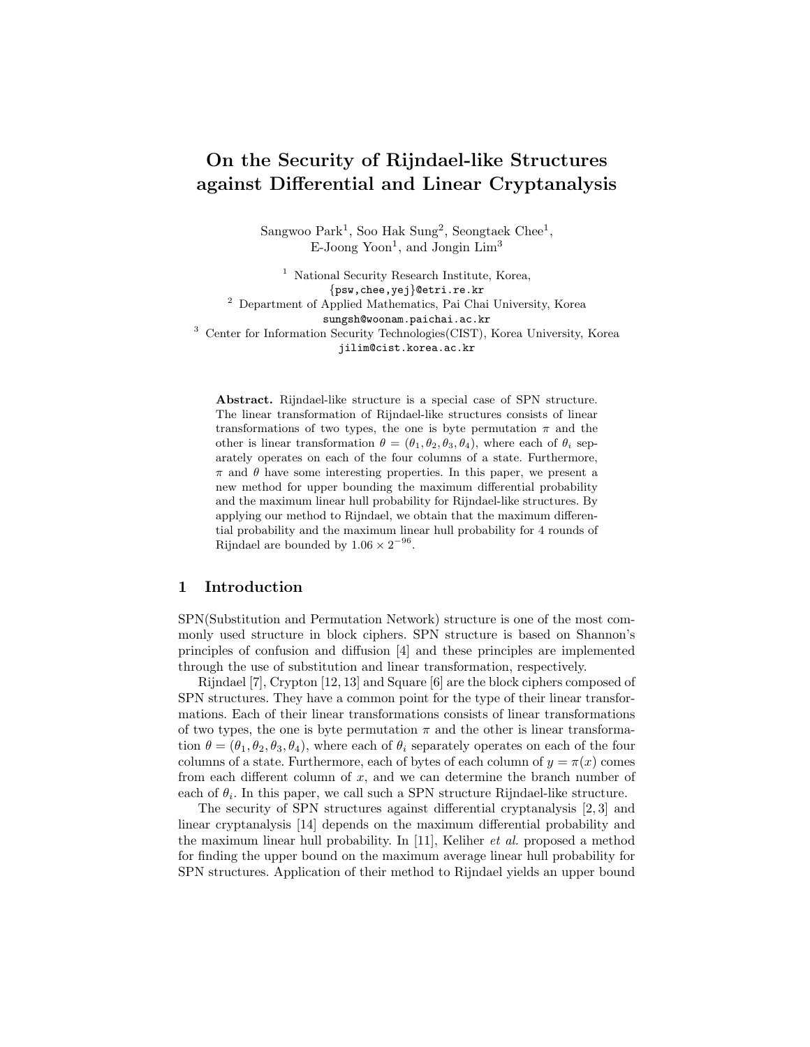# On the Security of Rijndael-like Structures against Differential and Linear Cryptanalysis

Sangwoo Park[1], Soo Hak Sung[2], Seongtaek Chee[1], E-Joong Yoon[1], and Jongin Lim[3]

[1] National Security Research Institute, Korea, {psw,chee,yej}@etri.re.kr

[2] Department of Applied Mathematics, Pai Chai University, Korea sungsh@woonam.paichai.ac.kr

[3] Center for Information Security Technologies(CIST), Korea University, Korea jilim@cist.korea.ac.kr

**Abstract.** Rijndael-like structure is a special case of SPN structure. The linear transformation of Rijndael-like structures consists of linear transformations of two types, the one is byte permutation $\pi$ and the other is linear transformation $\theta = (\theta_1, \theta_2, \theta_3, \theta_4)$, where each of $\theta_i$ separately operates on each of the four columns of a state. Furthermore, $\pi$ and $\theta$ have some interesting properties. In this paper, we present a new method for upper bounding the maximum differential probability and the maximum linear hull probability for Rijndael-like structures. By applying our method to Rijndael, we obtain that the maximum differential probability and the maximum linear hull probability for 4 rounds of Rijndael are bounded by $1.06 \times 2^{-96}$.

## 1 Introduction

SPN(Substitution and Permutation Network) structure is one of the most commonly used structure in block ciphers. SPN structure is based on Shannon's principles of confusion and diffusion [4] and these principles are implemented through the use of substitution and linear transformation, respectively.

Rijndael [7], Crypton [12, 13] and Square [6] are the block ciphers composed of SPN structures. They have a common point for the type of their linear transformations. Each of their linear transformations consists of linear transformations of two types, the one is byte permutation $\pi$ and the other is linear transformation $\theta = (\theta_1, \theta_2, \theta_3, \theta_4)$, where each of $\theta_i$ separately operates on each of the four columns of a state. Furthermore, each of bytes of each column of $y = \pi(x)$ comes from each different column of $x$, and we can determine the branch number of each of $\theta_i$. In this paper, we call such a SPN structure Rijndael-like structure.

The security of SPN structures against differential cryptanalysis [2, 3] and linear cryptanalysis [14] depends on the maximum differential probability and the maximum linear hull probability. In [11], Keliher *et al.* proposed a method for finding the upper bound on the maximum average linear hull probability for SPN structures. Application of their method to Rijndael yields an upper bound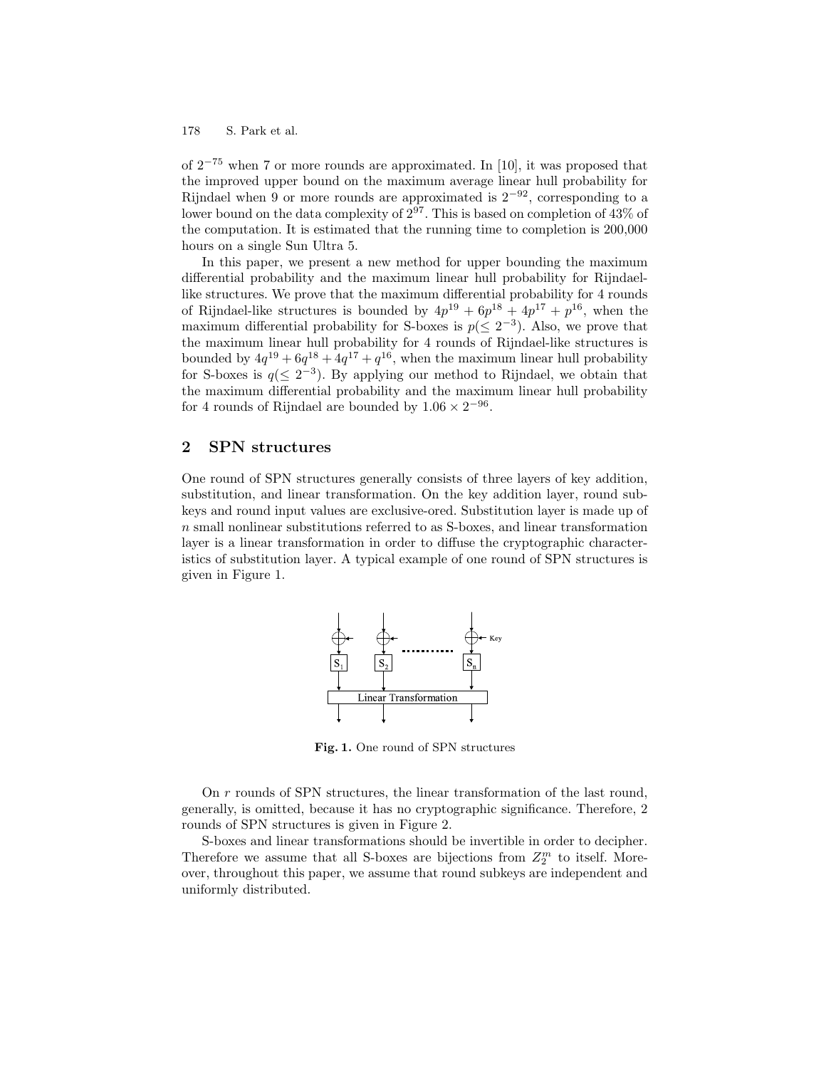of $2^{-75}$ when 7 or more rounds are approximated. In [10], it was proposed that the improved upper bound on the maximum average linear hull probability for Rijndael when 9 or more rounds are approximated is $2^{-92}$, corresponding to a lower bound on the data complexity of $2^{97}$. This is based on completion of 43% of the computation. It is estimated that the running time to completion is 200,000 hours on a single Sun Ultra 5.

In this paper, we present a new method for upper bounding the maximum differential probability and the maximum linear hull probability for Rijndael-like structures. We prove that the maximum differential probability for 4 rounds of Rijndael-like structures is bounded by $4p^{19} + 6p^{18} + 4p^{17} + p^{16}$, when the maximum differential probability for S-boxes is $p (\leq 2^{-3})$. Also, we prove that the maximum linear hull probability for 4 rounds of Rijndael-like structures is bounded by $4q^{19} + 6q^{18} + 4q^{17} + q^{16}$, when the maximum linear hull probability for S-boxes is $q (\leq 2^{-3})$. By applying our method to Rijndael, we obtain that the maximum differential probability and the maximum linear hull probability for 4 rounds of Rijndael are bounded by $1.06 \times 2^{-96}$.

## 2 SPN structures

One round of SPN structures generally consists of three layers of key addition, substitution, and linear transformation. On the key addition layer, round subkeys and round input values are exclusive-ored. Substitution layer is made up of $n$ small nonlinear substitutions referred to as S-boxes, and linear transformation layer is a linear transformation in order to diffuse the cryptographic characteristics of substitution layer. A typical example of one round of SPN structures is given in Figure 1.

**Fig. 1.** One round of SPN structures

On $r$ rounds of SPN structures, the linear transformation of the last round, generally, is omitted, because it has no cryptographic significance. Therefore, 2 rounds of SPN structures is given in Figure 2.

S-boxes and linear transformations should be invertible in order to decipher. Therefore we assume that all S-boxes are bijections from $Z_2^m$ to itself. Moreover, throughout this paper, we assume that round subkeys are independent and uniformly distributed.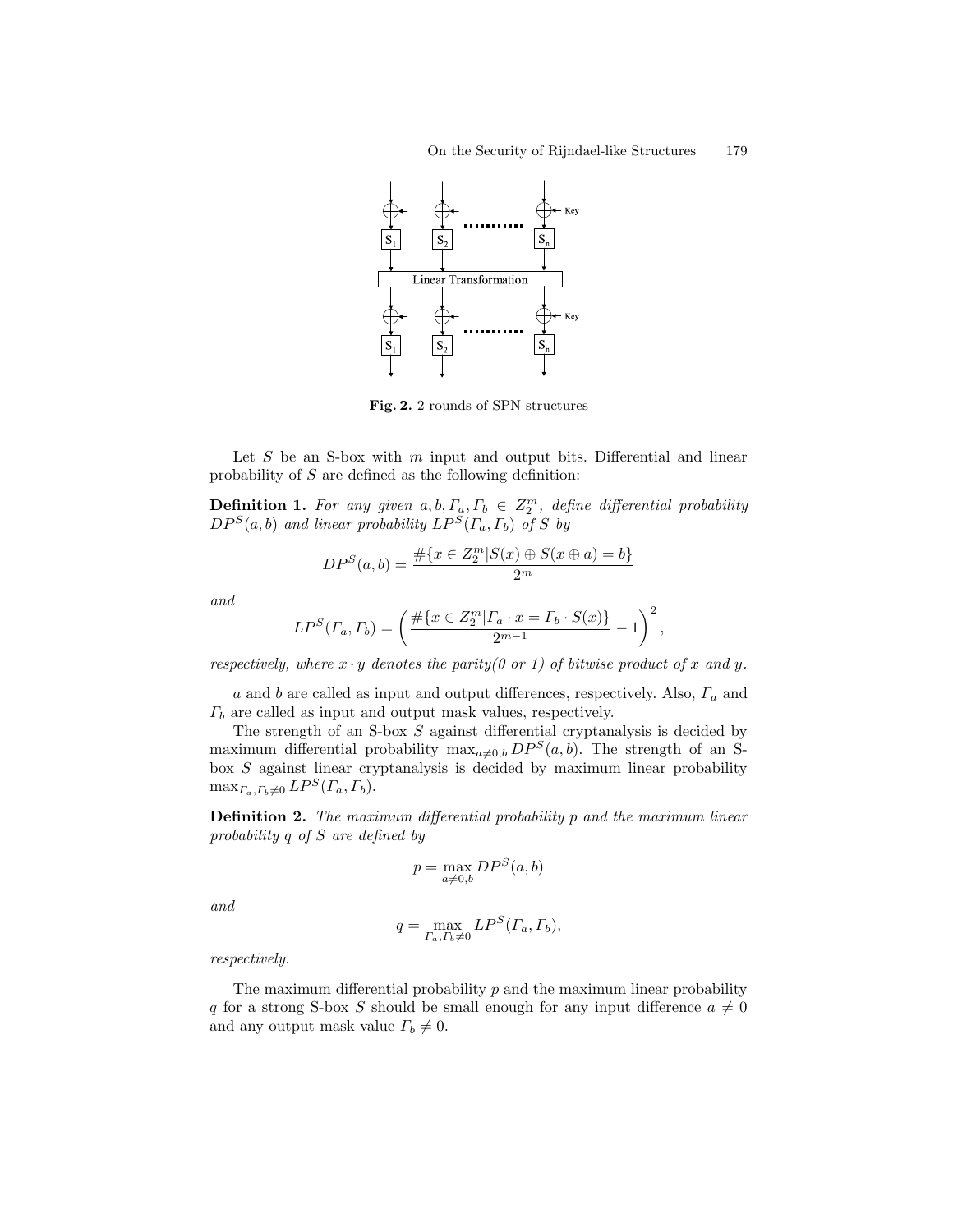Fig. 2. 2 rounds of SPN structures

Let $S$ be an S-box with $m$ input and output bits. Differential and linear probability of $S$ are defined as the following definition:

**Definition 1.** *For any given $a, b, \Gamma_a, \Gamma_b \in Z_2^m$, define differential probability $DP^S(a, b)$ and linear probability $LP^S(\Gamma_a, \Gamma_b)$ of $S$ by*

$$DP^S(a, b) = \frac{\#\{x \in Z_2^m | S(x) \oplus S(x \oplus a) = b\}}{2^m}$$

*and*

$$LP^S(\Gamma_a, \Gamma_b) = \left( \frac{\#\{x \in Z_2^m | \Gamma_a \cdot x = \Gamma_b \cdot S(x)\}}{2^{m-1}} - 1 \right)^2,$$

*respectively, where $x \cdot y$ denotes the parity(0 or 1) of bitwise product of $x$ and $y$.*

$a$ and $b$ are called as input and output differences, respectively. Also, $\Gamma_a$ and $\Gamma_b$ are called as input and output mask values, respectively.

The strength of an S-box $S$ against differential cryptanalysis is decided by maximum differential probability $\max_{a \neq 0, b} DP^S(a, b)$. The strength of an S-box $S$ against linear cryptanalysis is decided by maximum linear probability $\max_{\Gamma_a, \Gamma_b \neq 0} LP^S(\Gamma_a, \Gamma_b)$.

**Definition 2.** *The maximum differential probability $p$ and the maximum linear probability $q$ of $S$ are defined by*

$$p = \max_{a \neq 0, b} DP^S(a, b)$$

*and*

$$q = \max_{\Gamma_a, \Gamma_b \neq 0} LP^S(\Gamma_a, \Gamma_b),$$

*respectively.*

The maximum differential probability $p$ and the maximum linear probability $q$ for a strong S-box $S$ should be small enough for any input difference $a \neq 0$ and any output mask value $\Gamma_b \neq 0$.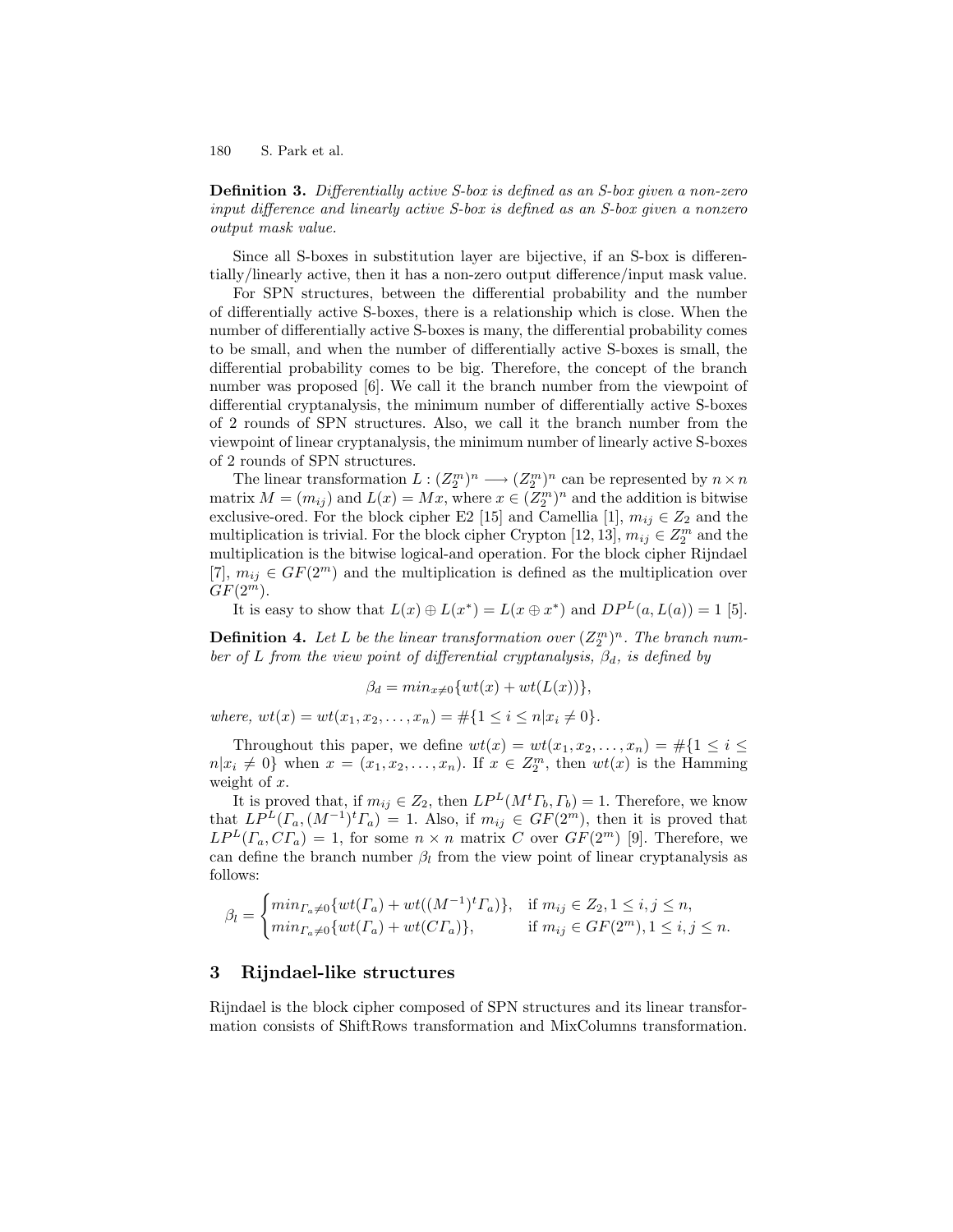**Definition 3.** *Differentially active S-box is defined as an S-box given a non-zero input difference and linearly active S-box is defined as an S-box given a nonzero output mask value.*

Since all S-boxes in substitution layer are bijective, if an S-box is differentially/linearly active, then it has a non-zero output difference/input mask value.

For SPN structures, between the differential probability and the number of differentially active S-boxes, there is a relationship which is close. When the number of differentially active S-boxes is many, the differential probability comes to be small, and when the number of differentially active S-boxes is small, the differential probability comes to be big. Therefore, the concept of the branch number was proposed [6]. We call it the branch number from the viewpoint of differential cryptanalysis, the minimum number of differentially active S-boxes of 2 rounds of SPN structures. Also, we call it the branch number from the viewpoint of linear cryptanalysis, the minimum number of linearly active S-boxes of 2 rounds of SPN structures.

The linear transformation $L : (Z_2^m)^n \longrightarrow (Z_2^m)^n$ can be represented by $n \times n$ matrix $M = (m_{ij})$ and $L(x) = Mx$, where $x \in (Z_2^m)^n$ and the addition is bitwise exclusive-ored. For the block cipher E2 [15] and Camellia [1], $m_{ij} \in Z_2$ and the multiplication is trivial. For the block cipher Crypton [12, 13], $m_{ij} \in Z_2^m$ and the multiplication is the bitwise logical-and operation. For the block cipher Rijndael [7], $m_{ij} \in GF(2^m)$ and the multiplication is defined as the multiplication over $GF(2^m)$.

It is easy to show that $L(x) \oplus L(x^*) = L(x \oplus x^*)$ and $DP^L(a, L(a)) = 1$ [5].

**Definition 4.** *Let $L$ be the linear transformation over $(Z_2^m)^n$. The branch number of $L$ from the view point of differential cryptanalysis, $\beta_d$, is defined by*

$$\beta_d = min_{x \neq 0}\{wt(x) + wt(L(x))\},$$

*where, $wt(x) = wt(x_1, x_2, \ldots, x_n) = \#\{1 \leq i \leq n | x_i \neq 0\}$.*

Throughout this paper, we define $wt(x) = wt(x_1, x_2, \ldots, x_n) = \#\{1 \leq i \leq n | x_i \neq 0\}$ when $x = (x_1, x_2, \ldots, x_n)$. If $x \in Z_2^m$, then $wt(x)$ is the Hamming weight of $x$.

It is proved that, if $m_{ij} \in Z_2$, then $LP^L(M^t\Gamma_b, \Gamma_b) = 1$. Therefore, we know that $LP^L(\Gamma_a, (M^{-1})^t\Gamma_a) = 1$. Also, if $m_{ij} \in GF(2^m)$, then it is proved that $LP^L(\Gamma_a, C\Gamma_a) = 1$, for some $n \times n$ matrix $C$ over $GF(2^m)$ [9]. Therefore, we can define the branch number $\beta_l$ from the view point of linear cryptanalysis as follows:

$$\beta_l = \begin{cases} min_{\Gamma_a \neq 0}\{wt(\Gamma_a) + wt((M^{-1})^t\Gamma_a)\}, & \text{if } m_{ij} \in Z_2, 1 \leq i, j \leq n, \\ min_{\Gamma_a \neq 0}\{wt(\Gamma_a) + wt(C\Gamma_a)\}, & \text{if } m_{ij} \in GF(2^m), 1 \leq i, j \leq n. \end{cases}$$

## 3 Rijndael-like structures

Rijndael is the block cipher composed of SPN structures and its linear transformation consists of ShiftRows transformation and MixColumns transformation.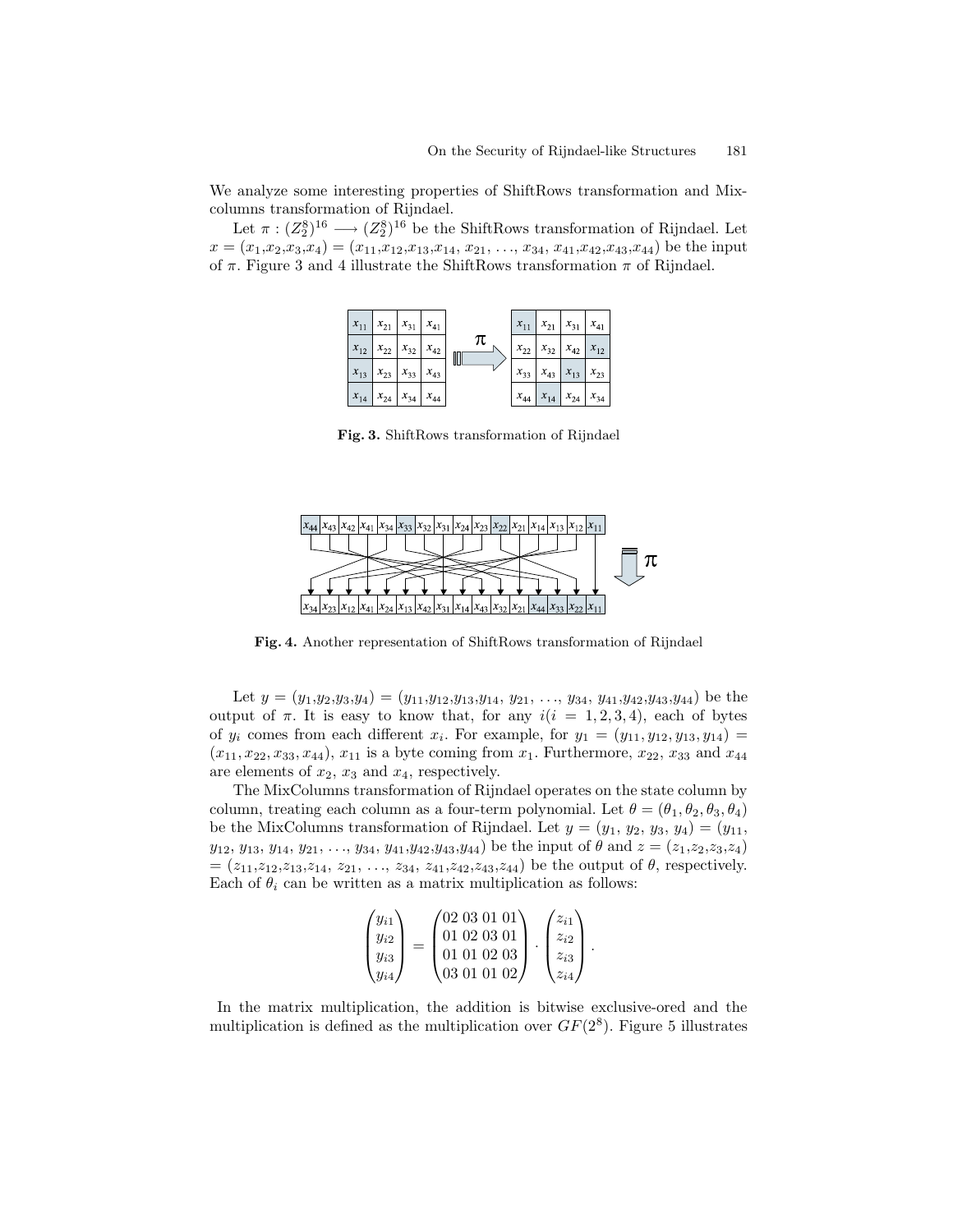We analyze some interesting properties of ShiftRows transformation and Mixcolumns transformation of Rijndael.

Let $\pi : (Z_2^8)^{16} \longrightarrow (Z_2^8)^{16}$ be the ShiftRows transformation of Rijndael. Let $x = (x_1,x_2,x_3,x_4) = (x_{11},x_{12},x_{13},x_{14}, x_{21}, \ldots, x_{34}, x_{41},x_{42},x_{43},x_{44})$ be the input of $\pi$. Figure 3 and 4 illustrate the ShiftRows transformation $\pi$ of Rijndael.

**Fig. 3.** ShiftRows transformation of Rijndael

**Fig. 4.** Another representation of ShiftRows transformation of Rijndael

Let $y = (y_1,y_2,y_3,y_4) = (y_{11},y_{12},y_{13},y_{14}, y_{21}, \ldots, y_{34}, y_{41},y_{42},y_{43},y_{44})$ be the output of $\pi$. It is easy to know that, for any $i(i = 1, 2, 3, 4)$, each of bytes of $y_i$ comes from each different $x_i$. For example, for $y_1 = (y_{11}, y_{12}, y_{13}, y_{14}) = (x_{11}, x_{22}, x_{33}, x_{44})$, $x_{11}$ is a byte coming from $x_1$. Furthermore, $x_{22}$, $x_{33}$ and $x_{44}$ are elements of $x_2$, $x_3$ and $x_4$, respectively.

The MixColumns transformation of Rijndael operates on the state column by column, treating each column as a four-term polynomial. Let $\theta = (\theta_1, \theta_2, \theta_3, \theta_4)$ be the MixColumns transformation of Rijndael. Let $y = (y_1, y_2, y_3, y_4) = (y_{11}, y_{12}, y_{13}, y_{14}, y_{21}, \ldots, y_{34}, y_{41},y_{42},y_{43},y_{44})$ be the input of $\theta$ and $z = (z_1,z_2,z_3,z_4) = (z_{11},z_{12},z_{13},z_{14}, z_{21}, \ldots, z_{34}, z_{41},z_{42},z_{43},z_{44})$ be the output of $\theta$, respectively. Each of $\theta_i$ can be written as a matrix multiplication as follows:

$$\begin{pmatrix} y_{i1} \\ y_{i2} \\ y_{i3} \\ y_{i4} \end{pmatrix} = \begin{pmatrix} 02\ 03\ 01\ 01 \\ 01\ 02\ 03\ 01 \\ 01\ 01\ 02\ 03 \\ 03\ 01\ 01\ 02 \end{pmatrix} \cdot \begin{pmatrix} z_{i1} \\ z_{i2} \\ z_{i3} \\ z_{i4} \end{pmatrix}.$$

In the matrix multiplication, the addition is bitwise exclusive-ored and the multiplication is defined as the multiplication over $GF(2^8)$. Figure 5 illustrates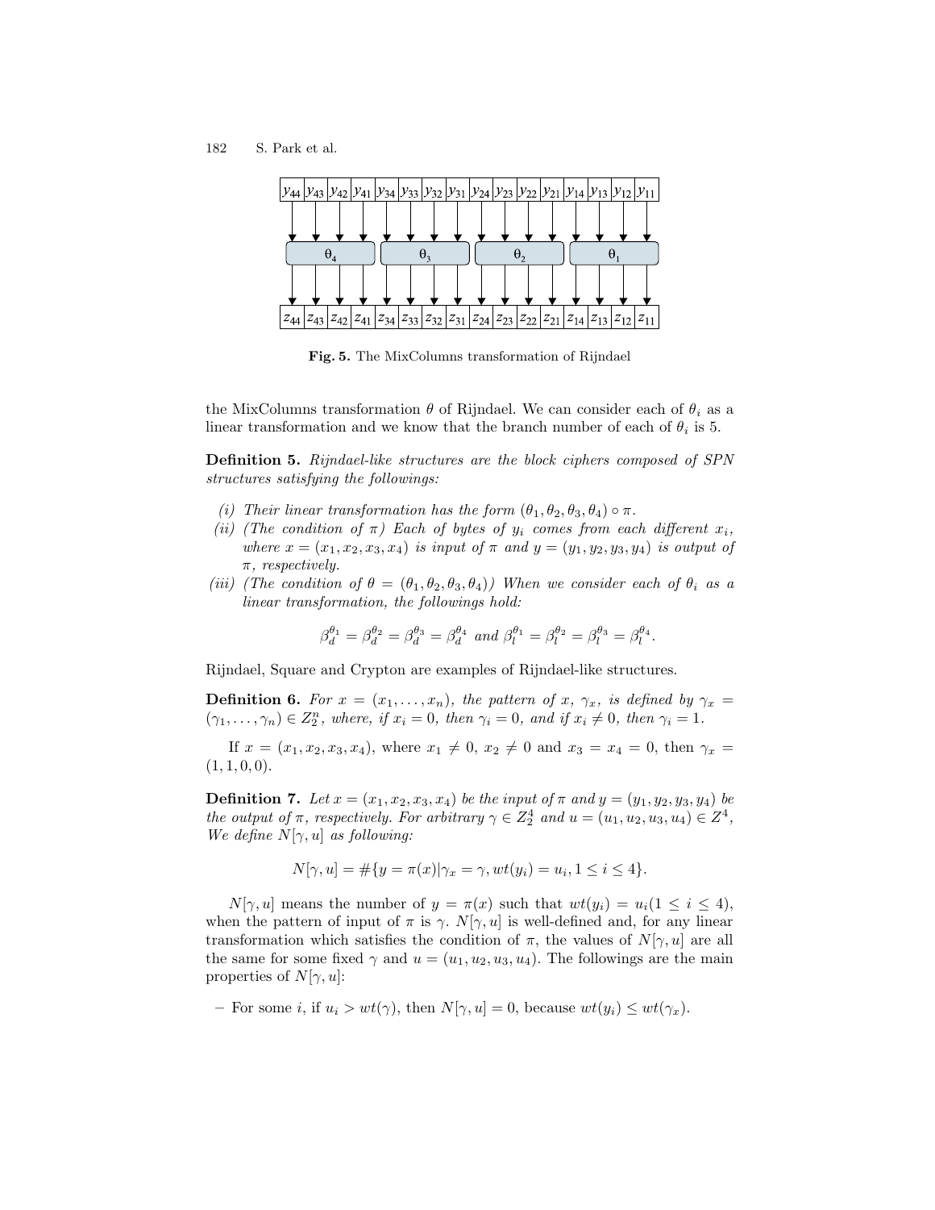Fig. 5. The MixColumns transformation of Rijndael

the MixColumns transformation $\theta$ of Rijndael. We can consider each of $\theta_i$ as a linear transformation and we know that the branch number of each of $\theta_i$ is 5.

**Definition 5.** *Rijndael-like structures are the block ciphers composed of SPN structures satisfying the followings:*

*(i) Their linear transformation has the form $(\theta_1, \theta_2, \theta_3, \theta_4) \circ \pi$.*

*(ii) (The condition of $\pi$) Each of bytes of $y_i$ comes from each different $x_i$, where $x = (x_1, x_2, x_3, x_4)$ is input of $\pi$ and $y = (y_1, y_2, y_3, y_4)$ is output of $\pi$, respectively.*

*(iii) (The condition of $\theta = (\theta_1, \theta_2, \theta_3, \theta_4)$) When we consider each of $\theta_i$ as a linear transformation, the followings hold:*

$$\beta_d^{\theta_1} = \beta_d^{\theta_2} = \beta_d^{\theta_3} = \beta_d^{\theta_4} \text{ and } \beta_l^{\theta_1} = \beta_l^{\theta_2} = \beta_l^{\theta_3} = \beta_l^{\theta_4}.$$

Rijndael, Square and Crypton are examples of Rijndael-like structures.

**Definition 6.** *For $x = (x_1, \ldots, x_n)$, the pattern of $x$, $\gamma_x$, is defined by $\gamma_x = (\gamma_1, \ldots, \gamma_n) \in Z_2^n$, where, if $x_i = 0$, then $\gamma_i = 0$, and if $x_i \neq 0$, then $\gamma_i = 1$.*

If $x = (x_1, x_2, x_3, x_4)$, where $x_1 \neq 0$, $x_2 \neq 0$ and $x_3 = x_4 = 0$, then $\gamma_x = (1, 1, 0, 0)$.

**Definition 7.** *Let $x = (x_1, x_2, x_3, x_4)$ be the input of $\pi$ and $y = (y_1, y_2, y_3, y_4)$ be the output of $\pi$, respectively. For arbitrary $\gamma \in Z_2^4$ and $u = (u_1, u_2, u_3, u_4) \in Z^4$, We define $N[\gamma, u]$ as following:*

$$N[\gamma, u] = \#\{y = \pi(x) | \gamma_x = \gamma, wt(y_i) = u_i, 1 \leq i \leq 4\}.$$

$N[\gamma, u]$ means the number of $y = \pi(x)$ such that $wt(y_i) = u_i (1 \leq i \leq 4)$, when the pattern of input of $\pi$ is $\gamma$. $N[\gamma, u]$ is well-defined and, for any linear transformation which satisfies the condition of $\pi$, the values of $N[\gamma, u]$ are all the same for some fixed $\gamma$ and $u = (u_1, u_2, u_3, u_4)$. The followings are the main properties of $N[\gamma, u]$:

– For some $i$, if $u_i > wt(\gamma)$, then $N[\gamma, u] = 0$, because $wt(y_i) \leq wt(\gamma_x)$.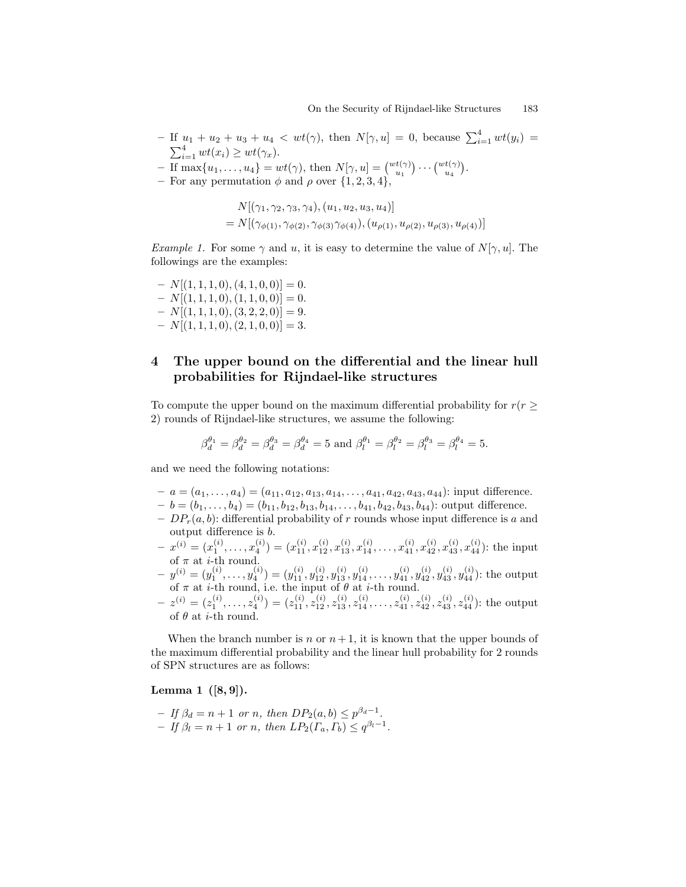- If $u_1 + u_2 + u_3 + u_4 < wt(\gamma)$, then $N[\gamma, u] = 0$, because $\sum_{i=1}^{4} wt(y_i) = \sum_{i=1}^{4} wt(x_i) \geq wt(\gamma_x)$.
- If $\max\{u_1, \ldots, u_4\} = wt(\gamma)$, then $N[\gamma, u] = \binom{wt(\gamma)}{u_1} \cdots \binom{wt(\gamma)}{u_4}$.
- For any permutation $\phi$ and $\rho$ over $\{1, 2, 3, 4\}$,

$$
\begin{aligned}
&N[(\gamma_1, \gamma_2, \gamma_3, \gamma_4), (u_1, u_2, u_3, u_4)] \\
&= N[(\gamma_{\phi(1)}, \gamma_{\phi(2)}, \gamma_{\phi(3)} \gamma_{\phi(4)}), (u_{\rho(1)}, u_{\rho(2)}, u_{\rho(3)}, u_{\rho(4)})]
\end{aligned}
$$

*Example 1.* For some $\gamma$ and $u$, it is easy to determine the value of $N[\gamma, u]$. The followings are the examples:

- $N[(1, 1, 1, 0), (4, 1, 0, 0)] = 0$.
- $N[(1, 1, 1, 0), (1, 1, 0, 0)] = 0$.
- $N[(1, 1, 1, 0), (3, 2, 2, 0)] = 9$.
- $N[(1, 1, 1, 0), (2, 1, 0, 0)] = 3$.

## 4 The upper bound on the differential and the linear hull probabilities for Rijndael-like structures

To compute the upper bound on the maximum differential probability for $r(r \geq 2)$ rounds of Rijndael-like structures, we assume the following:

$$\beta_d^{\theta_1} = \beta_d^{\theta_2} = \beta_d^{\theta_3} = \beta_d^{\theta_4} = 5 \text{ and } \beta_l^{\theta_1} = \beta_l^{\theta_2} = \beta_l^{\theta_3} = \beta_l^{\theta_4} = 5.$$

and we need the following notations:

- $a = (a_1, \ldots, a_4) = (a_{11}, a_{12}, a_{13}, a_{14}, \ldots, a_{41}, a_{42}, a_{43}, a_{44})$: input difference.
- $b = (b_1, \ldots, b_4) = (b_{11}, b_{12}, b_{13}, b_{14}, \ldots, b_{41}, b_{42}, b_{43}, b_{44})$: output difference.
- $DP_r(a, b)$: differential probability of $r$ rounds whose input difference is $a$ and output difference is $b$.
- $x^{(i)} = (x_1^{(i)}, \ldots, x_4^{(i)}) = (x_{11}^{(i)}, x_{12}^{(i)}, x_{13}^{(i)}, x_{14}^{(i)}, \ldots, x_{41}^{(i)}, x_{42}^{(i)}, x_{43}^{(i)}, x_{44}^{(i)})$: the input of $\pi$ at $i$-th round.
- $y^{(i)} = (y_1^{(i)}, \ldots, y_4^{(i)}) = (y_{11}^{(i)}, y_{12}^{(i)}, y_{13}^{(i)}, y_{14}^{(i)}, \ldots, y_{41}^{(i)}, y_{42}^{(i)}, y_{43}^{(i)}, y_{44}^{(i)})$: the output of $\pi$ at $i$-th round, i.e. the input of $\theta$ at $i$-th round.
- $z^{(i)} = (z_1^{(i)}, \ldots, z_4^{(i)}) = (z_{11}^{(i)}, z_{12}^{(i)}, z_{13}^{(i)}, z_{14}^{(i)}, \ldots, z_{41}^{(i)}, z_{42}^{(i)}, z_{43}^{(i)}, z_{44}^{(i)})$: the output of $\theta$ at $i$-th round.

When the branch number is $n$ or $n+1$, it is known that the upper bounds of the maximum differential probability and the linear hull probability for 2 rounds of SPN structures are as follows:

**Lemma 1 ([8, 9]).**

- *If $\beta_d = n + 1$ or $n$, then $DP_2(a, b) \leq p^{\beta_d - 1}$.*
- *If $\beta_l = n + 1$ or $n$, then $LP_2(\Gamma_a, \Gamma_b) \leq q^{\beta_l - 1}$.*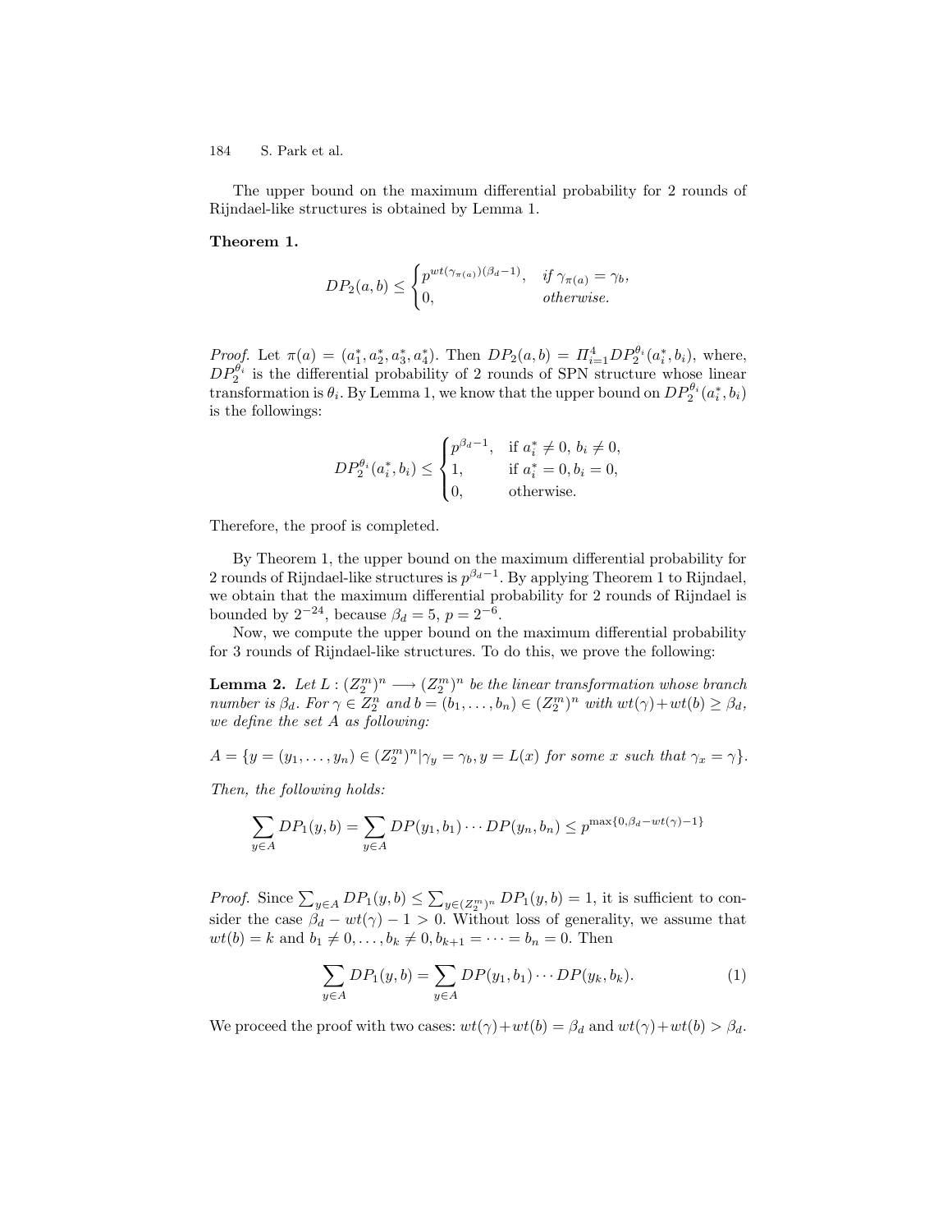The upper bound on the maximum differential probability for 2 rounds of Rijndael-like structures is obtained by Lemma 1.

**Theorem 1.**

$$DP_2(a,b) \leq \begin{cases} p^{wt(\gamma_{\pi(a)})(\beta_d - 1)}, & \text{if } \gamma_{\pi(a)} = \gamma_b, \\ 0, & \text{otherwise.} \end{cases}$$

*Proof.* Let $\pi(a) = (a_1^*, a_2^*, a_3^*, a_4^*)$. Then $DP_2(a,b) = \Pi_{i=1}^4 DP_2^{\theta_i}(a_i^*, b_i)$, where, $DP_2^{\theta_i}$ is the differential probability of 2 rounds of SPN structure whose linear transformation is $\theta_i$. By Lemma 1, we know that the upper bound on $DP_2^{\theta_i}(a_i^*, b_i)$ is the followings:

$$DP_2^{\theta_i}(a_i^*, b_i) \leq \begin{cases} p^{\beta_d - 1}, & \text{if } a_i^* \neq 0,\, b_i \neq 0, \\ 1, & \text{if } a_i^* = 0, b_i = 0, \\ 0, & \text{otherwise.} \end{cases}$$

Therefore, the proof is completed.

By Theorem 1, the upper bound on the maximum differential probability for 2 rounds of Rijndael-like structures is $p^{\beta_d - 1}$. By applying Theorem 1 to Rijndael, we obtain that the maximum differential probability for 2 rounds of Rijndael is bounded by $2^{-24}$, because $\beta_d = 5$, $p = 2^{-6}$.

Now, we compute the upper bound on the maximum differential probability for 3 rounds of Rijndael-like structures. To do this, we prove the following:

**Lemma 2.** *Let $L : (Z_2^m)^n \longrightarrow (Z_2^m)^n$ be the linear transformation whose branch number is $\beta_d$. For $\gamma \in Z_2^n$ and $b = (b_1, \ldots, b_n) \in (Z_2^m)^n$ with $wt(\gamma) + wt(b) \geq \beta_d$, we define the set $A$ as following:*

$$A = \{y = (y_1, \ldots, y_n) \in (Z_2^m)^n | \gamma_y = \gamma_b, y = L(x) \text{ for some } x \text{ such that } \gamma_x = \gamma\}.$$

*Then, the following holds:*

$$\sum_{y \in A} DP_1(y,b) = \sum_{y \in A} DP(y_1, b_1) \cdots DP(y_n, b_n) \leq p^{\max\{0, \beta_d - wt(\gamma) - 1\}}$$

*Proof.* Since $\sum_{y \in A} DP_1(y,b) \leq \sum_{y \in (Z_2^m)^n} DP_1(y,b) = 1$, it is sufficient to consider the case $\beta_d - wt(\gamma) - 1 > 0$. Without loss of generality, we assume that $wt(b) = k$ and $b_1 \neq 0, \ldots, b_k \neq 0, b_{k+1} = \cdots = b_n = 0$. Then

$$\sum_{y \in A} DP_1(y,b) = \sum_{y \in A} DP(y_1, b_1) \cdots DP(y_k, b_k). \tag{1}$$

We proceed the proof with two cases: $wt(\gamma) + wt(b) = \beta_d$ and $wt(\gamma) + wt(b) > \beta_d$.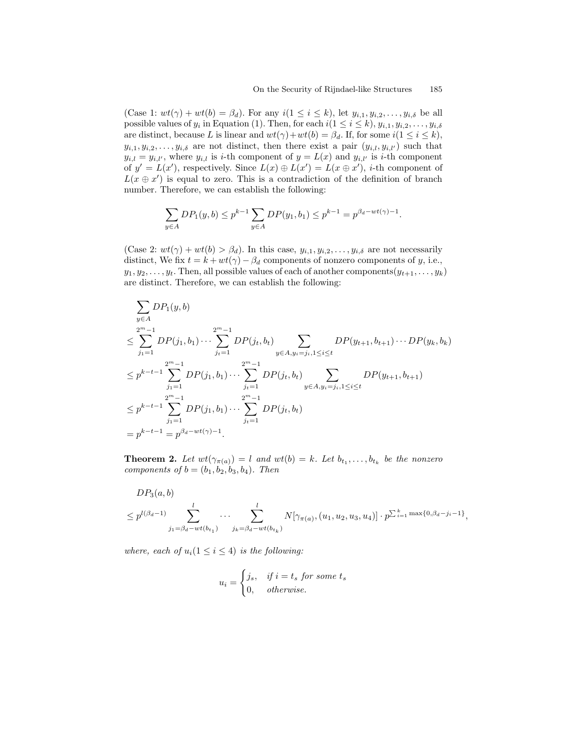(Case 1: $wt(\gamma) + wt(b) = \beta_d$). For any $i(1 \le i \le k)$, let $y_{i,1}, y_{i,2}, \ldots, y_{i,\delta}$ be all possible values of $y_i$ in Equation (1). Then, for each $i(1 \le i \le k)$, $y_{i,1}, y_{i,2}, \ldots, y_{i,\delta}$ are distinct, because $L$ is linear and $wt(\gamma)+wt(b) = \beta_d$. If, for some $i(1 \le i \le k)$, $y_{i,1}, y_{i,2}, \ldots, y_{i,\delta}$ are not distinct, then there exist a pair $(y_{i,l}, y_{i,l'})$ such that $y_{i,l} = y_{i,l'}$, where $y_{i,l}$ is $i$-th component of $y = L(x)$ and $y_{i,l'}$ is $i$-th component of $y' = L(x')$, respectively. Since $L(x) \oplus L(x') = L(x \oplus x')$, $i$-th component of $L(x \oplus x')$ is equal to zero. This is a contradiction of the definition of branch number. Therefore, we can establish the following:

$$\sum_{y \in A} DP_1(y, b) \le p^{k-1} \sum_{y \in A} DP(y_1, b_1) \le p^{k-1} = p^{\beta_d - wt(\gamma) - 1}.$$

(Case 2: $wt(\gamma) + wt(b) > \beta_d$). In this case, $y_{i,1}, y_{i,2}, \ldots, y_{i,\delta}$ are not necessarily distinct, We fix $t = k + wt(\gamma) - \beta_d$ components of nonzero components of $y$, i.e., $y_1, y_2, \ldots, y_t$. Then, all possible values of each of another components$(y_{t+1}, \ldots, y_k)$ are distinct. Therefore, we can establish the following:

$$\begin{aligned}
&\sum_{y \in A} DP_1(y, b) \\
&\le \sum_{j_1=1}^{2^m-1} DP(j_1, b_1) \cdots \sum_{j_t=1}^{2^m-1} DP(j_t, b_t) \sum_{y \in A, y_i = j_i, 1 \le i \le t} DP(y_{t+1}, b_{t+1}) \cdots DP(y_k, b_k) \\
&\le p^{k-t-1} \sum_{j_1=1}^{2^m-1} DP(j_1, b_1) \cdots \sum_{j_t=1}^{2^m-1} DP(j_t, b_t) \sum_{y \in A, y_i = j_i, 1 \le i \le t} DP(y_{t+1}, b_{t+1}) \\
&\le p^{k-t-1} \sum_{j_1=1}^{2^m-1} DP(j_1, b_1) \cdots \sum_{j_t=1}^{2^m-1} DP(j_t, b_t) \\
&= p^{k-t-1} = p^{\beta_d - wt(\gamma) - 1}.
\end{aligned}$$

**Theorem 2.** *Let $wt(\gamma_{\pi(a)}) = l$ and $wt(b) = k$. Let $b_{t_1}, \ldots, b_{t_k}$ be the nonzero components of $b = (b_1, b_2, b_3, b_4)$. Then*

$$\begin{aligned}
&DP_3(a, b) \\
&\le p^{l(\beta_d - 1)} \sum_{j_1 = \beta_d - wt(b_{t_1})}^{l} \cdots \sum_{j_k = \beta_d - wt(b_{t_k})}^{l} N[\gamma_{\pi(a)}, (u_1, u_2, u_3, u_4)] \cdot p^{\sum_{i=1}^{k} \max\{0, \beta_d - j_i - 1\}},
\end{aligned}$$

*where, each of $u_i (1 \le i \le 4)$ is the following:*

$$u_i = \begin{cases} j_s, & \text{if } i = t_s \text{ for some } t_s \\ 0, & \text{otherwise.} \end{cases}$$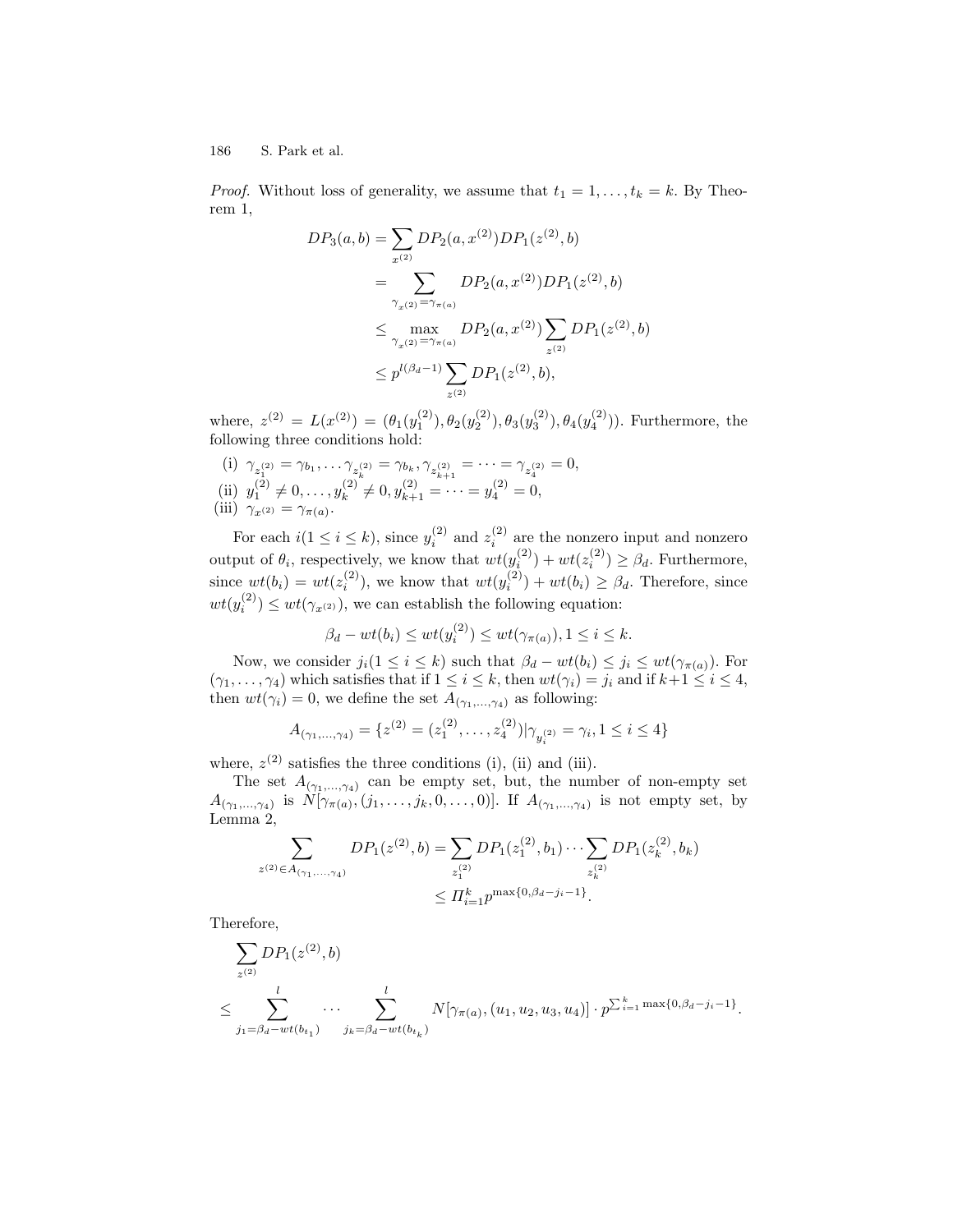*Proof.* Without loss of generality, we assume that $t_1 = 1, \ldots, t_k = k$. By Theorem 1,

$$
\begin{aligned}
DP_3(a,b) &= \sum_{x^{(2)}} DP_2(a, x^{(2)}) DP_1(z^{(2)}, b) \\
&= \sum_{\gamma_{x^{(2)}} = \gamma_{\pi(a)}} DP_2(a, x^{(2)}) DP_1(z^{(2)}, b) \\
&\leq \max_{\gamma_{x^{(2)}} = \gamma_{\pi(a)}} DP_2(a, x^{(2)}) \sum_{z^{(2)}} DP_1(z^{(2)}, b) \\
&\leq p^{l(\beta_d - 1)} \sum_{z^{(2)}} DP_1(z^{(2)}, b),
\end{aligned}
$$

where, $z^{(2)} = L(x^{(2)}) = (\theta_1(y_1^{(2)}), \theta_2(y_2^{(2)}), \theta_3(y_3^{(2)}), \theta_4(y_4^{(2)}))$. Furthermore, the following three conditions hold:

(i) $\gamma_{z_1^{(2)}} = \gamma_{b_1}, \ldots \gamma_{z_k^{(2)}} = \gamma_{b_k}, \gamma_{z_{k+1}^{(2)}} = \cdots = \gamma_{z_4^{(2)}} = 0$,
(ii) $y_1^{(2)} \neq 0, \ldots, y_k^{(2)} \neq 0, y_{k+1}^{(2)} = \cdots = y_4^{(2)} = 0$,
(iii) $\gamma_{x^{(2)}} = \gamma_{\pi(a)}$.

For each $i (1 \leq i \leq k)$, since $y_i^{(2)}$ and $z_i^{(2)}$ are the nonzero input and nonzero output of $\theta_i$, respectively, we know that $wt(y_i^{(2)}) + wt(z_i^{(2)}) \geq \beta_d$. Furthermore, since $wt(b_i) = wt(z_i^{(2)})$, we know that $wt(y_i^{(2)}) + wt(b_i) \geq \beta_d$. Therefore, since $wt(y_i^{(2)}) \leq wt(\gamma_{x^{(2)}})$, we can establish the following equation:

$$\beta_d - wt(b_i) \leq wt(y_i^{(2)}) \leq wt(\gamma_{\pi(a)}), 1 \leq i \leq k.$$

Now, we consider $j_i (1 \leq i \leq k)$ such that $\beta_d - wt(b_i) \leq j_i \leq wt(\gamma_{\pi(a)})$. For $(\gamma_1, \ldots, \gamma_4)$ which satisfies that if $1 \leq i \leq k$, then $wt(\gamma_i) = j_i$ and if $k+1 \leq i \leq 4$, then $wt(\gamma_i) = 0$, we define the set $A_{(\gamma_1, \ldots, \gamma_4)}$ as following:

$$A_{(\gamma_1, \ldots, \gamma_4)} = \{z^{(2)} = (z_1^{(2)}, \ldots, z_4^{(2)}) | \gamma_{y_i^{(2)}} = \gamma_i, 1 \leq i \leq 4\}$$

where, $z^{(2)}$ satisfies the three conditions (i), (ii) and (iii).

The set $A_{(\gamma_1, \ldots, \gamma_4)}$ can be empty set, but, the number of non-empty set $A_{(\gamma_1, \ldots, \gamma_4)}$ is $N[\gamma_{\pi(a)}, (j_1, \ldots, j_k, 0, \ldots, 0)]$. If $A_{(\gamma_1, \ldots, \gamma_4)}$ is not empty set, by Lemma 2,

$$
\begin{aligned}
\sum_{z^{(2)} \in A_{(\gamma_1, \ldots, \gamma_4)}} DP_1(z^{(2)}, b) &= \sum_{z_1^{(2)}} DP_1(z_1^{(2)}, b_1) \cdots \sum_{z_k^{(2)}} DP_1(z_k^{(2)}, b_k) \\
&\leq \Pi_{i=1}^{k} p^{\max\{0, \beta_d - j_i - 1\}}.
\end{aligned}
$$

Therefore,

$$
\begin{aligned}
&\sum_{z^{(2)}} DP_1(z^{(2)}, b) \\
\leq &\sum_{j_1 = \beta_d - wt(b_{t_1})}^{l} \cdots \sum_{j_k = \beta_d - wt(b_{t_k})}^{l} N[\gamma_{\pi(a)}, (u_1, u_2, u_3, u_4)] \cdot p^{\sum_{i=1}^{k} \max\{0, \beta_d - j_i - 1\}}.
\end{aligned}
$$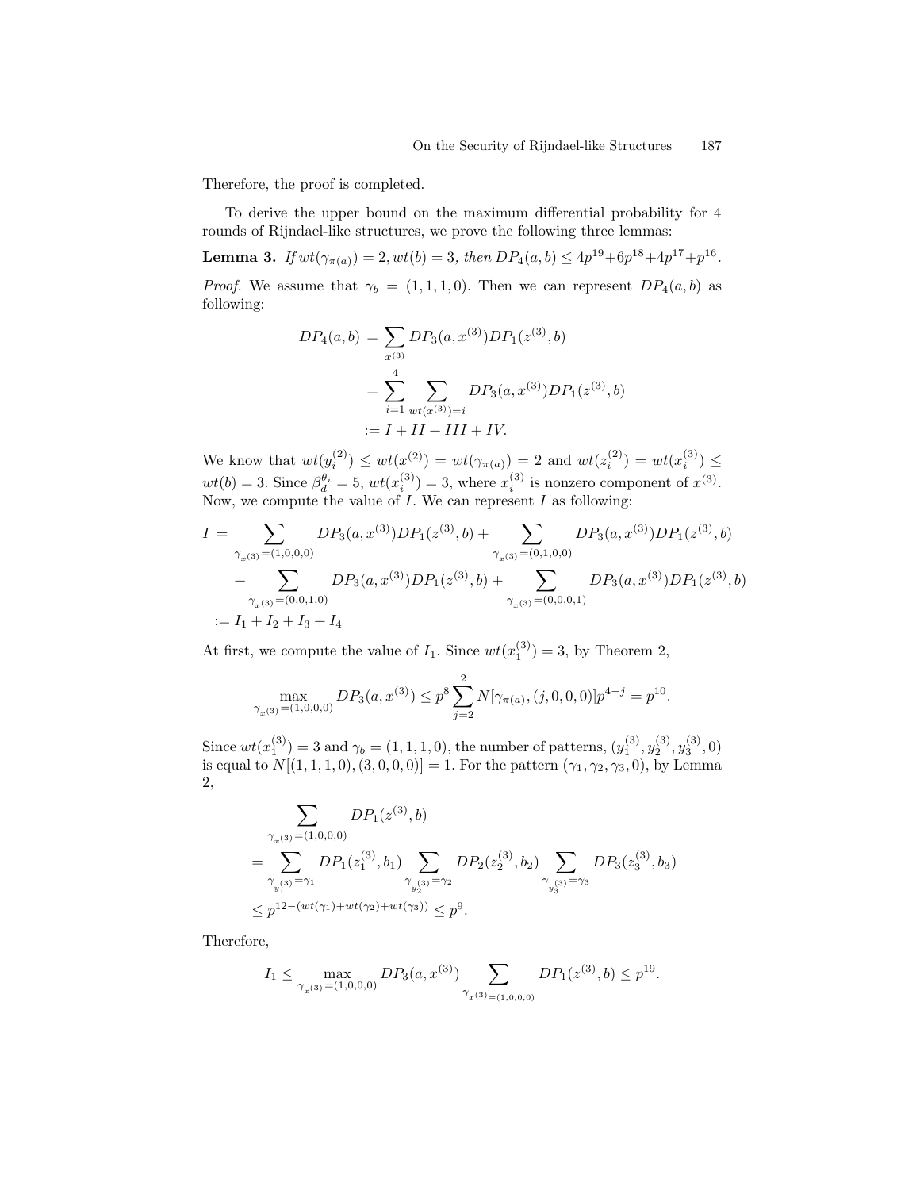Therefore, the proof is completed.

To derive the upper bound on the maximum differential probability for 4 rounds of Rijndael-like structures, we prove the following three lemmas:

**Lemma 3.** *If $wt(\gamma_{\pi(a)}) = 2, wt(b) = 3$, then $DP_4(a,b) \leq 4p^{19} + 6p^{18} + 4p^{17} + p^{16}$.*

*Proof.* We assume that $\gamma_b = (1,1,1,0)$. Then we can represent $DP_4(a,b)$ as following:

$$
\begin{aligned}
DP_4(a,b) &= \sum_{x^{(3)}} DP_3(a,x^{(3)}) DP_1(z^{(3)},b) \\
&= \sum_{i=1}^{4} \sum_{wt(x^{(3)})=i} DP_3(a,x^{(3)}) DP_1(z^{(3)},b) \\
&:= I + II + III + IV.
\end{aligned}
$$

We know that $wt(y_i^{(2)}) \leq wt(x^{(2)}) = wt(\gamma_{\pi(a)}) = 2$ and $wt(z_i^{(2)}) = wt(x_i^{(3)}) \leq wt(b) = 3$. Since $\beta_d^{\theta_i} = 5$, $wt(x_i^{(3)}) = 3$, where $x_i^{(3)}$ is nonzero component of $x^{(3)}$. Now, we compute the value of $I$. We can represent $I$ as following:

$$
\begin{aligned}
I = &\sum_{\gamma_{x^{(3)}}=(1,0,0,0)} DP_3(a,x^{(3)}) DP_1(z^{(3)},b) + \sum_{\gamma_{x^{(3)}}=(0,1,0,0)} DP_3(a,x^{(3)}) DP_1(z^{(3)},b) \\
&+ \sum_{\gamma_{x^{(3)}}=(0,0,1,0)} DP_3(a,x^{(3)}) DP_1(z^{(3)},b) + \sum_{\gamma_{x^{(3)}}=(0,0,0,1)} DP_3(a,x^{(3)}) DP_1(z^{(3)},b) \\
:= &\, I_1 + I_2 + I_3 + I_4
\end{aligned}
$$

At first, we compute the value of $I_1$. Since $wt(x_1^{(3)}) = 3$, by Theorem 2,

$$
\max_{\gamma_{x^{(3)}}=(1,0,0,0)} DP_3(a,x^{(3)}) \leq p^8 \sum_{j=2}^{2} N[\gamma_{\pi(a)}, (j,0,0,0)] p^{4-j} = p^{10}.
$$

Since $wt(x_1^{(3)}) = 3$ and $\gamma_b = (1,1,1,0)$, the number of patterns, $(y_1^{(3)}, y_2^{(3)}, y_3^{(3)}, 0)$ is equal to $N[(1,1,1,0),(3,0,0,0)] = 1$. For the pattern $(\gamma_1,\gamma_2,\gamma_3,0)$, by Lemma 2,

$$
\begin{aligned}
&\sum_{\gamma_{x^{(3)}}=(1,0,0,0)} DP_1(z^{(3)},b) \\
&= \sum_{\gamma_{y_1^{(3)}}=\gamma_1} DP_1(z_1^{(3)},b_1) \sum_{\gamma_{y_2^{(3)}}=\gamma_2} DP_2(z_2^{(3)},b_2) \sum_{\gamma_{y_3^{(3)}}=\gamma_3} DP_3(z_3^{(3)},b_3) \\
&\leq p^{12-(wt(\gamma_1)+wt(\gamma_2)+wt(\gamma_3))} \leq p^9.
\end{aligned}
$$

Therefore,

$$
I_1 \leq \max_{\gamma_{x^{(3)}}=(1,0,0,0)} DP_3(a,x^{(3)}) \sum_{\gamma_{x^{(3)}=(1,0,0,0)}} DP_1(z^{(3)},b) \leq p^{19}.
$$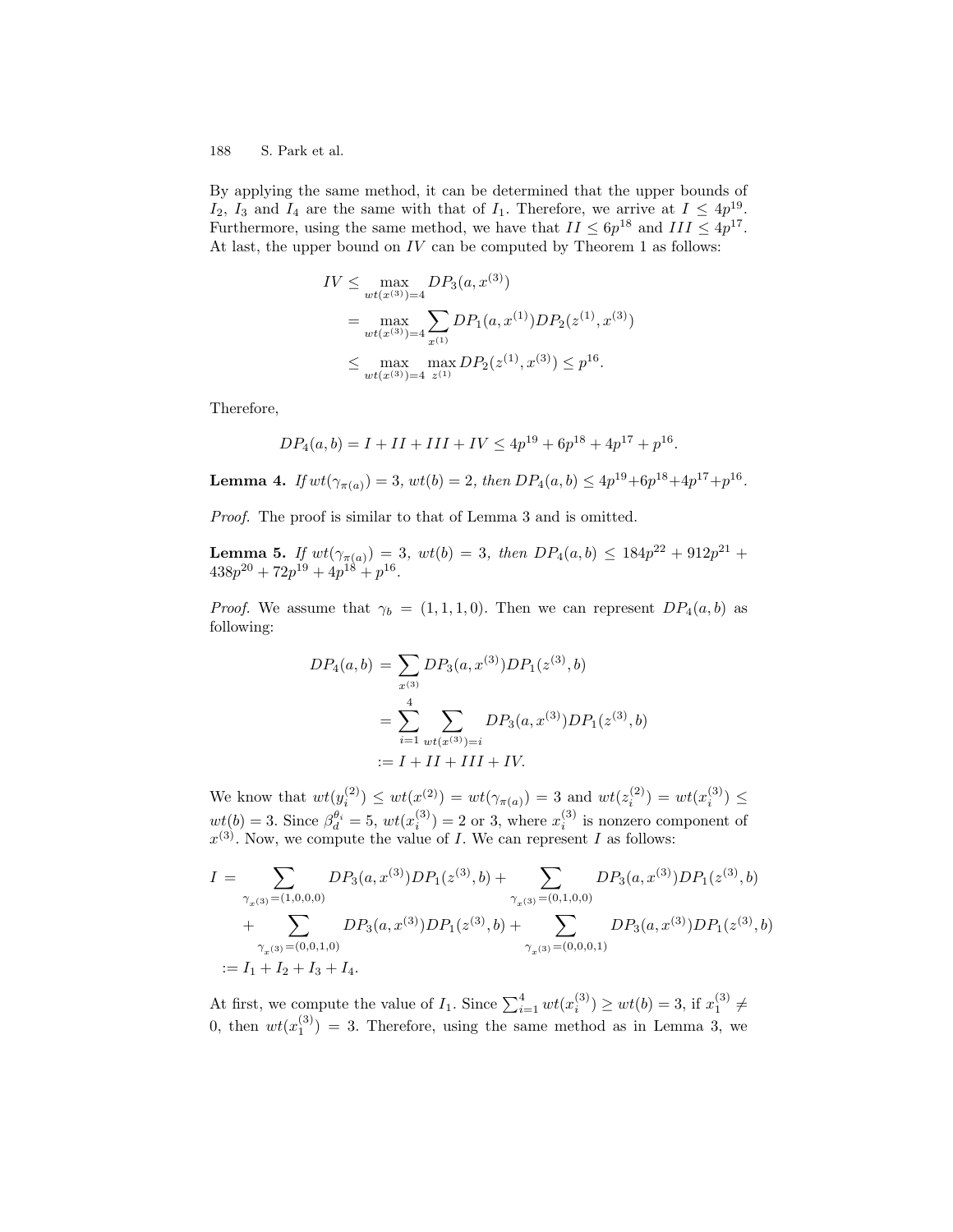By applying the same method, it can be determined that the upper bounds of $I_2$, $I_3$ and $I_4$ are the same with that of $I_1$. Therefore, we arrive at $I \leq 4p^{19}$. Furthermore, using the same method, we have that $II \leq 6p^{18}$ and $III \leq 4p^{17}$. At last, the upper bound on $IV$ can be computed by Theorem 1 as follows:

$$
\begin{aligned}
IV &\leq \max_{wt(x^{(3)})=4} DP_3(a, x^{(3)}) \\
&= \max_{wt(x^{(3)})=4} \sum_{x^{(1)}} DP_1(a, x^{(1)}) DP_2(z^{(1)}, x^{(3)}) \\
&\leq \max_{wt(x^{(3)})=4} \max_{z^{(1)}} DP_2(z^{(1)}, x^{(3)}) \leq p^{16}.
\end{aligned}
$$

Therefore,

$$DP_4(a, b) = I + II + III + IV \leq 4p^{19} + 6p^{18} + 4p^{17} + p^{16}.$$

**Lemma 4.** *If $wt(\gamma_{\pi(a)}) = 3$, $wt(b) = 2$, then $DP_4(a, b) \leq 4p^{19}+6p^{18}+4p^{17}+p^{16}$.*

*Proof.* The proof is similar to that of Lemma 3 and is omitted.

**Lemma 5.** *If $wt(\gamma_{\pi(a)}) = 3$, $wt(b) = 3$, then $DP_4(a, b) \leq 184p^{22} + 912p^{21} + 438p^{20} + 72p^{19} + 4p^{18} + p^{16}$.*

*Proof.* We assume that $\gamma_b = (1, 1, 1, 0)$. Then we can represent $DP_4(a, b)$ as following:

$$
\begin{aligned}
DP_4(a, b) &= \sum_{x^{(3)}} DP_3(a, x^{(3)}) DP_1(z^{(3)}, b) \\
&= \sum_{i=1}^{4} \sum_{wt(x^{(3)})=i} DP_3(a, x^{(3)}) DP_1(z^{(3)}, b) \\
&:= I + II + III + IV.
\end{aligned}
$$

We know that $wt(y_i^{(2)}) \leq wt(x^{(2)}) = wt(\gamma_{\pi(a)}) = 3$ and $wt(z_i^{(2)}) = wt(x_i^{(3)}) \leq wt(b) = 3$. Since $\beta_d^{\theta_i} = 5$, $wt(x_i^{(3)}) = 2$ or $3$, where $x_i^{(3)}$ is nonzero component of $x^{(3)}$. Now, we compute the value of $I$. We can represent $I$ as follows:

$$
\begin{aligned}
I = &\sum_{\gamma_{x^{(3)}}=(1,0,0,0)} DP_3(a, x^{(3)}) DP_1(z^{(3)}, b) + \sum_{\gamma_{x^{(3)}}=(0,1,0,0)} DP_3(a, x^{(3)}) DP_1(z^{(3)}, b) \\
&+ \sum_{\gamma_{x^{(3)}}=(0,0,1,0)} DP_3(a, x^{(3)}) DP_1(z^{(3)}, b) + \sum_{\gamma_{x^{(3)}}=(0,0,0,1)} DP_3(a, x^{(3)}) DP_1(z^{(3)}, b) \\
:= &\ I_1 + I_2 + I_3 + I_4.
\end{aligned}
$$

At first, we compute the value of $I_1$. Since $\sum_{i=1}^{4} wt(x_i^{(3)}) \geq wt(b) = 3$, if $x_1^{(3)} \neq 0$, then $wt(x_1^{(3)}) = 3$. Therefore, using the same method as in Lemma 3, we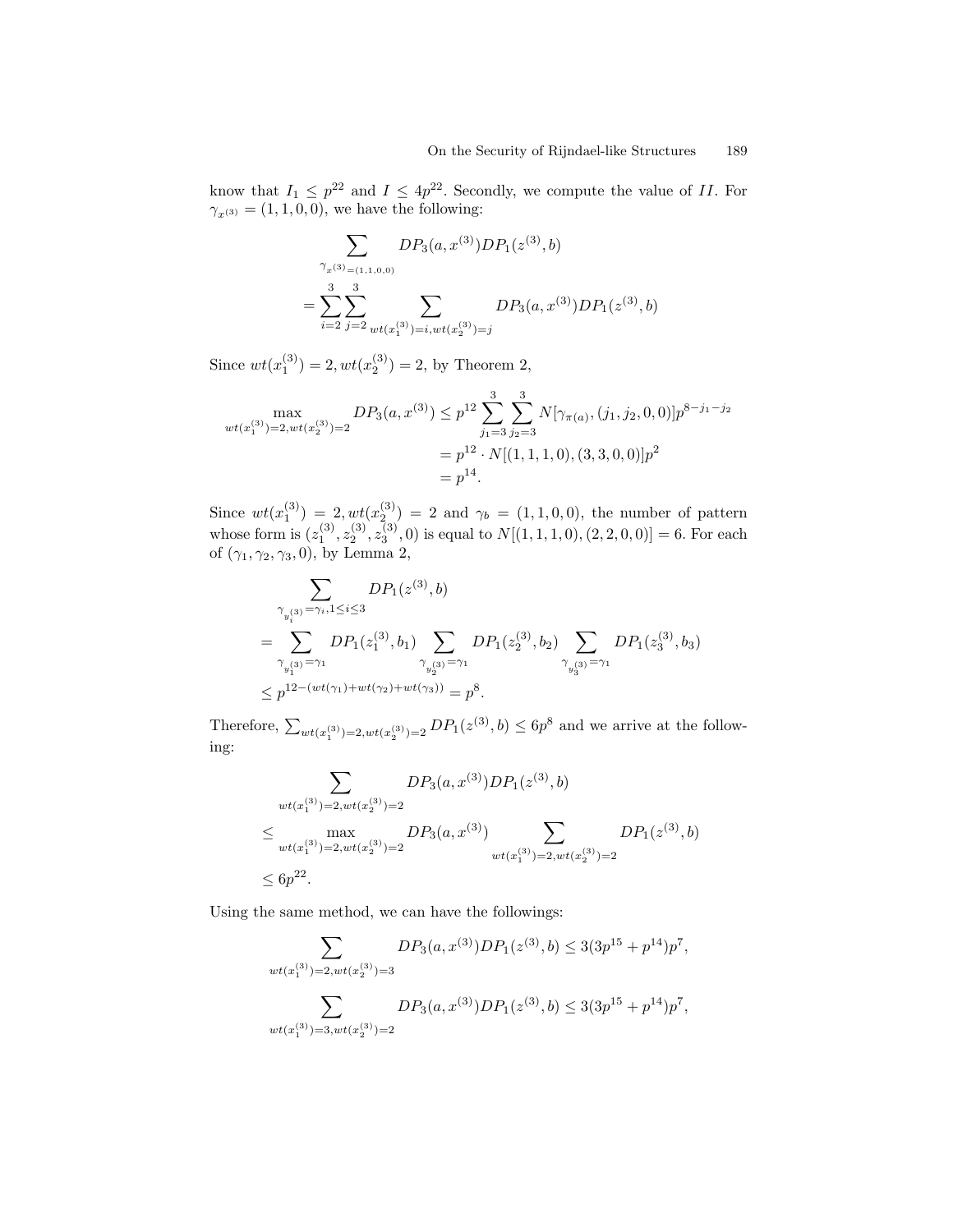know that $I_1 \leq p^{22}$ and $I \leq 4p^{22}$. Secondly, we compute the value of $II$. For $\gamma_{x^{(3)}} = (1,1,0,0)$, we have the following:

$$
\begin{aligned}
&\sum_{\gamma_{x^{(3)}}=(1,1,0,0)} DP_3(a, x^{(3)}) DP_1(z^{(3)}, b) \\
&= \sum_{i=2}^{3} \sum_{j=2}^{3} \sum_{wt(x_1^{(3)})=i, wt(x_2^{(3)})=j} DP_3(a, x^{(3)}) DP_1(z^{(3)}, b)
\end{aligned}
$$

Since $wt(x_1^{(3)}) = 2, wt(x_2^{(3)}) = 2$, by Theorem 2,

$$
\begin{aligned}
\max_{wt(x_1^{(3)})=2, wt(x_2^{(3)})=2} DP_3(a, x^{(3)}) &\leq p^{12} \sum_{j_1=3}^{3} \sum_{j_2=3}^{3} N[\gamma_{\pi(a)}, (j_1, j_2, 0, 0)] p^{8-j_1-j_2} \\
&= p^{12} \cdot N[(1,1,1,0),(3,3,0,0)] p^2 \\
&= p^{14}.
\end{aligned}
$$

Since $wt(x_1^{(3)}) = 2, wt(x_2^{(3)}) = 2$ and $\gamma_b = (1,1,0,0)$, the number of pattern whose form is $(z_1^{(3)}, z_2^{(3)}, z_3^{(3)}, 0)$ is equal to $N[(1,1,1,0),(2,2,0,0)] = 6$. For each of $(\gamma_1, \gamma_2, \gamma_3, 0)$, by Lemma 2,

$$
\begin{aligned}
&\sum_{\gamma_{y_i^{(3)}}=\gamma_i, 1\leq i\leq 3} DP_1(z^{(3)}, b) \\
&= \sum_{\gamma_{y_1^{(3)}}=\gamma_1} DP_1(z_1^{(3)}, b_1) \sum_{\gamma_{y_2^{(3)}}=\gamma_1} DP_1(z_2^{(3)}, b_2) \sum_{\gamma_{y_3^{(3)}}=\gamma_1} DP_1(z_3^{(3)}, b_3) \\
&\leq p^{12-(wt(\gamma_1)+wt(\gamma_2)+wt(\gamma_3))} = p^8.
\end{aligned}
$$

Therefore, $\sum_{wt(x_1^{(3)})=2, wt(x_2^{(3)})=2} DP_1(z^{(3)}, b) \leq 6p^8$ and we arrive at the following:

$$
\begin{aligned}
&\sum_{wt(x_1^{(3)})=2, wt(x_2^{(3)})=2} DP_3(a, x^{(3)}) DP_1(z^{(3)}, b) \\
&\leq \max_{wt(x_1^{(3)})=2, wt(x_2^{(3)})=2} DP_3(a, x^{(3)}) \sum_{wt(x_1^{(3)})=2, wt(x_2^{(3)})=2} DP_1(z^{(3)}, b) \\
&\leq 6p^{22}.
\end{aligned}
$$

Using the same method, we can have the followings:

$$
\sum_{wt(x_1^{(3)})=2, wt(x_2^{(3)})=3} DP_3(a, x^{(3)}) DP_1(z^{(3)}, b) \leq 3(3p^{15} + p^{14}) p^7,
$$

$$
\sum_{wt(x_1^{(3)})=3, wt(x_2^{(3)})=2} DP_3(a, x^{(3)}) DP_1(z^{(3)}, b) \leq 3(3p^{15} + p^{14}) p^7,
$$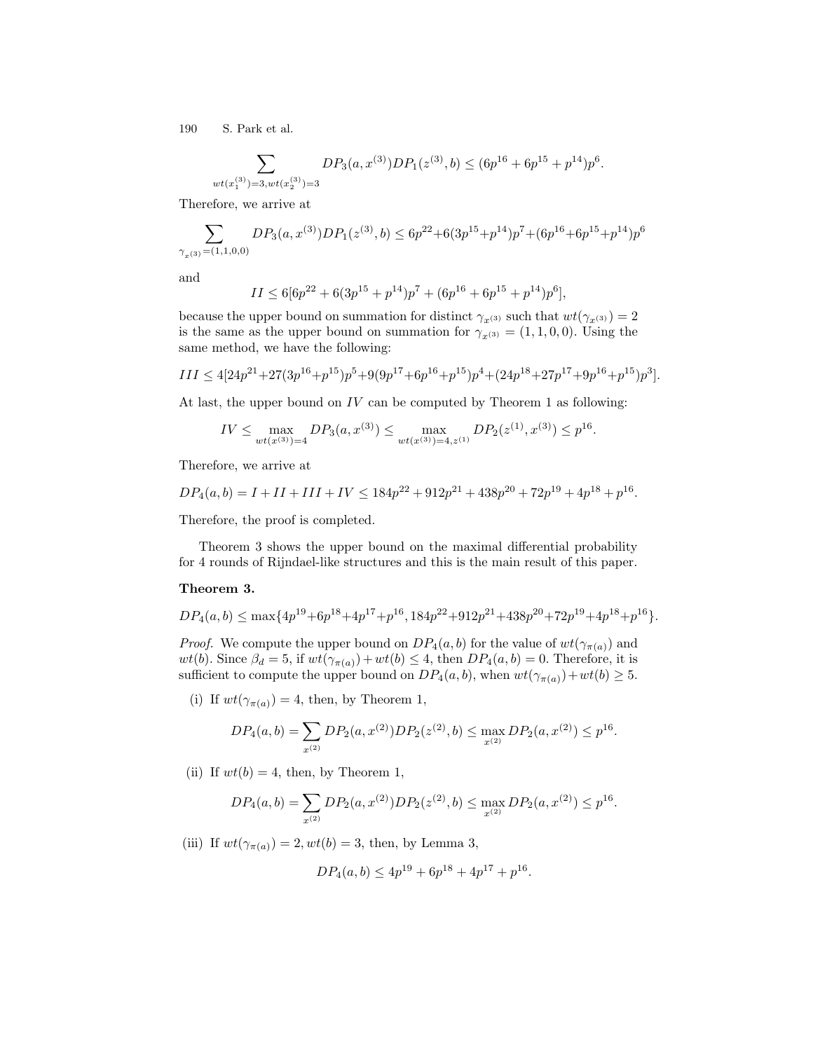$$\sum_{wt(x_1^{(3)})=3, wt(x_2^{(3)})=3} DP_3(a, x^{(3)}) DP_1(z^{(3)}, b) \leq (6p^{16} + 6p^{15} + p^{14})p^6.$$

Therefore, we arrive at

$$\sum_{\gamma_{x^{(3)}}=(1,1,0,0)} DP_3(a, x^{(3)}) DP_1(z^{(3)}, b) \leq 6p^{22} + 6(3p^{15} + p^{14})p^7 + (6p^{16} + 6p^{15} + p^{14})p^6$$

and

$$II \leq 6[6p^{22} + 6(3p^{15} + p^{14})p^7 + (6p^{16} + 6p^{15} + p^{14})p^6],$$

because the upper bound on summation for distinct $\gamma_{x^{(3)}}$ such that $wt(\gamma_{x^{(3)}}) = 2$ is the same as the upper bound on summation for $\gamma_{x^{(3)}} = (1, 1, 0, 0)$. Using the same method, we have the following:

$$III \leq 4[24p^{21} + 27(3p^{16} + p^{15})p^5 + 9(9p^{17} + 6p^{16} + p^{15})p^4 + (24p^{18} + 27p^{17} + 9p^{16} + p^{15})p^3].$$

At last, the upper bound on $IV$ can be computed by Theorem 1 as following:

$$IV \leq \max_{wt(x^{(3)})=4} DP_3(a, x^{(3)}) \leq \max_{wt(x^{(3)})=4, z^{(1)}} DP_2(z^{(1)}, x^{(3)}) \leq p^{16}.$$

Therefore, we arrive at

$$DP_4(a, b) = I + II + III + IV \leq 184p^{22} + 912p^{21} + 438p^{20} + 72p^{19} + 4p^{18} + p^{16}.$$

Therefore, the proof is completed.

Theorem 3 shows the upper bound on the maximal differential probability for 4 rounds of Rijndael-like structures and this is the main result of this paper.

**Theorem 3.**

$$DP_4(a, b) \leq \max\{4p^{19} + 6p^{18} + 4p^{17} + p^{16}, 184p^{22} + 912p^{21} + 438p^{20} + 72p^{19} + 4p^{18} + p^{16}\}.$$

*Proof.* We compute the upper bound on $DP_4(a, b)$ for the value of $wt(\gamma_{\pi(a)})$ and $wt(b)$. Since $\beta_d = 5$, if $wt(\gamma_{\pi(a)}) + wt(b) \leq 4$, then $DP_4(a, b) = 0$. Therefore, it is sufficient to compute the upper bound on $DP_4(a, b)$, when $wt(\gamma_{\pi(a)}) + wt(b) \geq 5$.

(i) If $wt(\gamma_{\pi(a)}) = 4$, then, by Theorem 1,

$$DP_4(a, b) = \sum_{x^{(2)}} DP_2(a, x^{(2)}) DP_2(z^{(2)}, b) \leq \max_{x^{(2)}} DP_2(a, x^{(2)}) \leq p^{16}.$$

(ii) If $wt(b) = 4$, then, by Theorem 1,

$$DP_4(a, b) = \sum_{x^{(2)}} DP_2(a, x^{(2)}) DP_2(z^{(2)}, b) \leq \max_{x^{(2)}} DP_2(a, x^{(2)}) \leq p^{16}.$$

(iii) If $wt(\gamma_{\pi(a)}) = 2, wt(b) = 3$, then, by Lemma 3,

$$DP_4(a, b) \leq 4p^{19} + 6p^{18} + 4p^{17} + p^{16}.$$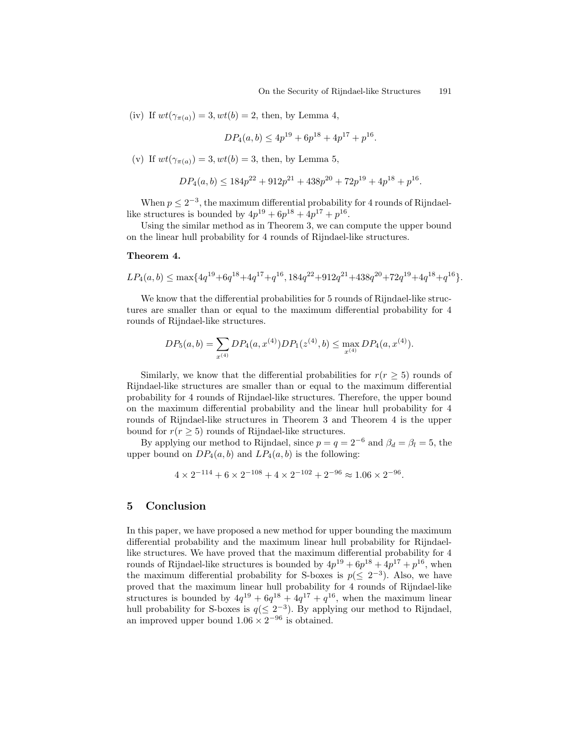(iv) If $wt(\gamma_{\pi(a)}) = 3, wt(b) = 2$, then, by Lemma 4,

$$DP_4(a, b) \leq 4p^{19} + 6p^{18} + 4p^{17} + p^{16}.$$

(v) If $wt(\gamma_{\pi(a)}) = 3, wt(b) = 3$, then, by Lemma 5,

$$DP_4(a, b) \leq 184p^{22} + 912p^{21} + 438p^{20} + 72p^{19} + 4p^{18} + p^{16}.$$

When $p \leq 2^{-3}$, the maximum differential probability for 4 rounds of Rijndael-like structures is bounded by $4p^{19} + 6p^{18} + 4p^{17} + p^{16}$.

Using the similar method as in Theorem 3, we can compute the upper bound on the linear hull probability for 4 rounds of Rijndael-like structures.

**Theorem 4.**

$$LP_4(a, b) \leq \max\{4q^{19}+6q^{18}+4q^{17}+q^{16}, 184q^{22}+912q^{21}+438q^{20}+72q^{19}+4q^{18}+q^{16}\}.$$

We know that the differential probabilities for 5 rounds of Rijndael-like structures are smaller than or equal to the maximum differential probability for 4 rounds of Rijndael-like structures.

$$DP_5(a, b) = \sum_{x^{(4)}} DP_4(a, x^{(4)}) DP_1(z^{(4)}, b) \leq \max_{x^{(4)}} DP_4(a, x^{(4)}).$$

Similarly, we know that the differential probabilities for $r(r \geq 5)$ rounds of Rijndael-like structures are smaller than or equal to the maximum differential probability for 4 rounds of Rijndael-like structures. Therefore, the upper bound on the maximum differential probability and the linear hull probability for 4 rounds of Rijndael-like structures in Theorem 3 and Theorem 4 is the upper bound for $r(r \geq 5)$ rounds of Rijndael-like structures.

By applying our method to Rijndael, since $p = q = 2^{-6}$ and $\beta_d = \beta_l = 5$, the upper bound on $DP_4(a, b)$ and $LP_4(a, b)$ is the following:

$$4 \times 2^{-114} + 6 \times 2^{-108} + 4 \times 2^{-102} + 2^{-96} \approx 1.06 \times 2^{-96}.$$

## 5 Conclusion

In this paper, we have proposed a new method for upper bounding the maximum differential probability and the maximum linear hull probability for Rijndael-like structures. We have proved that the maximum differential probability for 4 rounds of Rijndael-like structures is bounded by $4p^{19} + 6p^{18} + 4p^{17} + p^{16}$, when the maximum differential probability for S-boxes is $p(\leq 2^{-3})$. Also, we have proved that the maximum linear hull probability for 4 rounds of Rijndael-like structures is bounded by $4q^{19} + 6q^{18} + 4q^{17} + q^{16}$, when the maximum linear hull probability for S-boxes is $q(\leq 2^{-3})$. By applying our method to Rijndael, an improved upper bound $1.06 \times 2^{-96}$ is obtained.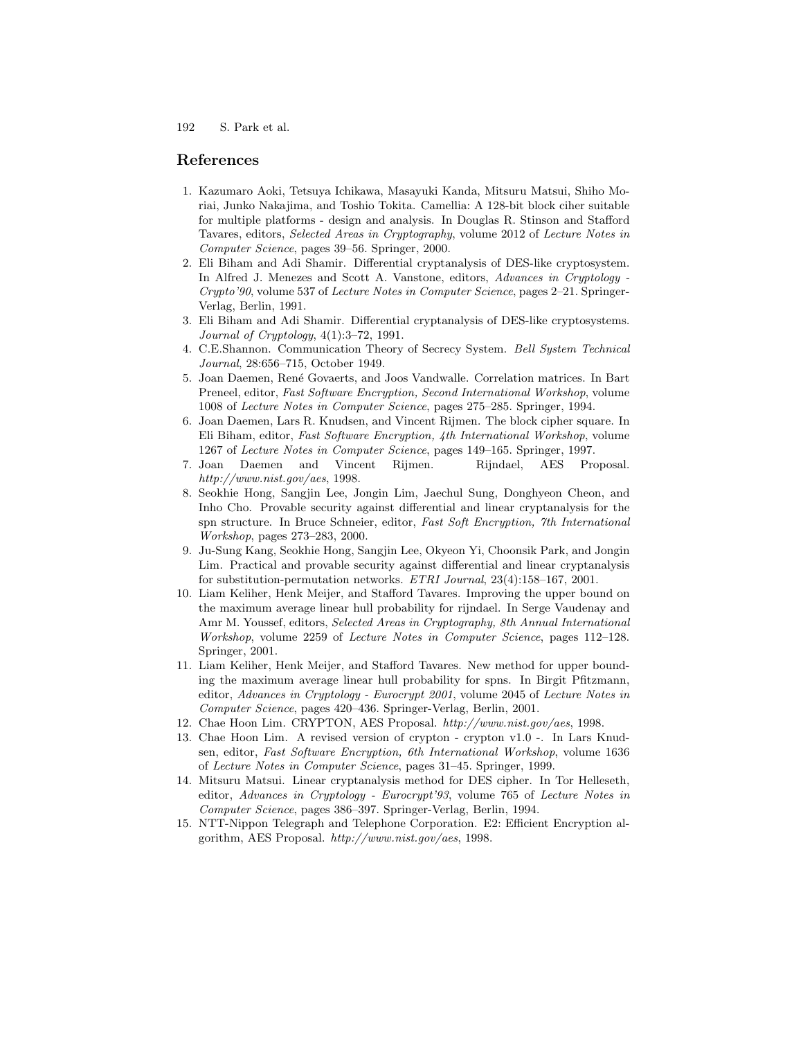## References

1. Kazumaro Aoki, Tetsuya Ichikawa, Masayuki Kanda, Mitsuru Matsui, Shiho Moriai, Junko Nakajima, and Toshio Tokita. Camellia: A 128-bit block ciher suitable for multiple platforms - design and analysis. In Douglas R. Stinson and Stafford Tavares, editors, *Selected Areas in Cryptography*, volume 2012 of *Lecture Notes in Computer Science*, pages 39–56. Springer, 2000.
2. Eli Biham and Adi Shamir. Differential cryptanalysis of DES-like cryptosystem. In Alfred J. Menezes and Scott A. Vanstone, editors, *Advances in Cryptology - Crypto'90*, volume 537 of *Lecture Notes in Computer Science*, pages 2–21. Springer-Verlag, Berlin, 1991.
3. Eli Biham and Adi Shamir. Differential cryptanalysis of DES-like cryptosystems. *Journal of Cryptology*, 4(1):3–72, 1991.
4. C.E.Shannon. Communication Theory of Secrecy System. *Bell System Technical Journal*, 28:656–715, October 1949.
5. Joan Daemen, René Govaerts, and Joos Vandwalle. Correlation matrices. In Bart Preneel, editor, *Fast Software Encryption, Second International Workshop*, volume 1008 of *Lecture Notes in Computer Science*, pages 275–285. Springer, 1994.
6. Joan Daemen, Lars R. Knudsen, and Vincent Rijmen. The block cipher square. In Eli Biham, editor, *Fast Software Encryption, 4th International Workshop*, volume 1267 of *Lecture Notes in Computer Science*, pages 149–165. Springer, 1997.
7. Joan Daemen and Vincent Rijmen. Rijndael, AES Proposal. *http://www.nist.gov/aes*, 1998.
8. Seokhie Hong, Sangjin Lee, Jongin Lim, Jaechul Sung, Donghyeon Cheon, and Inho Cho. Provable security against differential and linear cryptanalysis for the spn structure. In Bruce Schneier, editor, *Fast Soft Encryption, 7th International Workshop*, pages 273–283, 2000.
9. Ju-Sung Kang, Seokhie Hong, Sangjin Lee, Okyeon Yi, Choonsik Park, and Jongin Lim. Practical and provable security against differential and linear cryptanalysis for substitution-permutation networks. *ETRI Journal*, 23(4):158–167, 2001.
10. Liam Keliher, Henk Meijer, and Stafford Tavares. Improving the upper bound on the maximum average linear hull probability for rijndael. In Serge Vaudenay and Amr M. Youssef, editors, *Selected Areas in Cryptography, 8th Annual International Workshop*, volume 2259 of *Lecture Notes in Computer Science*, pages 112–128. Springer, 2001.
11. Liam Keliher, Henk Meijer, and Stafford Tavares. New method for upper bounding the maximum average linear hull probability for spns. In Birgit Pfitzmann, editor, *Advances in Cryptology - Eurocrypt 2001*, volume 2045 of *Lecture Notes in Computer Science*, pages 420–436. Springer-Verlag, Berlin, 2001.
12. Chae Hoon Lim. CRYPTON, AES Proposal. *http://www.nist.gov/aes*, 1998.
13. Chae Hoon Lim. A revised version of crypton - crypton v1.0 -. In Lars Knudsen, editor, *Fast Software Encryption, 6th International Workshop*, volume 1636 of *Lecture Notes in Computer Science*, pages 31–45. Springer, 1999.
14. Mitsuru Matsui. Linear cryptanalysis method for DES cipher. In Tor Helleseth, editor, *Advances in Cryptology - Eurocrypt'93*, volume 765 of *Lecture Notes in Computer Science*, pages 386–397. Springer-Verlag, Berlin, 1994.
15. NTT-Nippon Telegraph and Telephone Corporation. E2: Efficient Encryption algorithm, AES Proposal. *http://www.nist.gov/aes*, 1998.